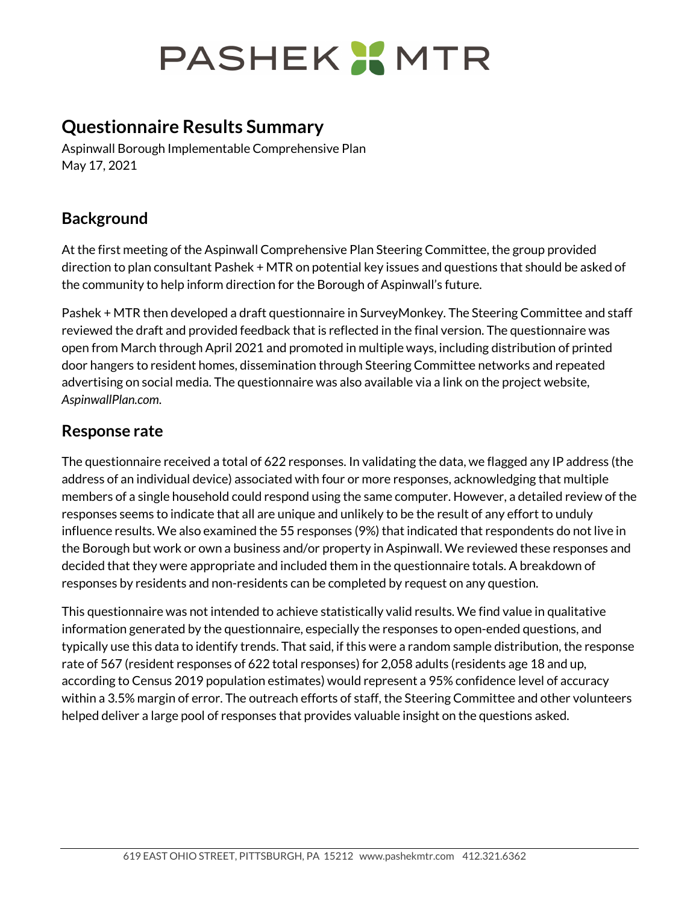# Questionnaire Results Summary

Aspinwall Borough Implementable Comprehensive Plan
May 17, 2021

## Background

At the first meeting of the Aspinwall Comprehensive Plan Steering Committee, the group provided direction to plan consultant Pashek + MTR on potential key issues and questions that should be asked of the community to help inform direction for the Borough of Aspinwall's future.

Pashek + MTR then developed a draft questionnaire in SurveyMonkey. The Steering Committee and staff reviewed the draft and provided feedback that is reflected in the final version. The questionnaire was open from March through April 2021 and promoted in multiple ways, including distribution of printed door hangers to resident homes, dissemination through Steering Committee networks and repeated advertising on social media. The questionnaire was also available via a link on the project website, *AspinwallPlan.com*.

## Response rate

The questionnaire received a total of 622 responses. In validating the data, we flagged any IP address (the address of an individual device) associated with four or more responses, acknowledging that multiple members of a single household could respond using the same computer. However, a detailed review of the responses seems to indicate that all are unique and unlikely to be the result of any effort to unduly influence results. We also examined the 55 responses (9%) that indicated that respondents do not live in the Borough but work or own a business and/or property in Aspinwall. We reviewed these responses and decided that they were appropriate and included them in the questionnaire totals. A breakdown of responses by residents and non-residents can be completed by request on any question.

This questionnaire was not intended to achieve statistically valid results. We find value in qualitative information generated by the questionnaire, especially the responses to open-ended questions, and typically use this data to identify trends. That said, if this were a random sample distribution, the response rate of 567 (resident responses of 622 total responses) for 2,058 adults (residents age 18 and up, according to Census 2019 population estimates) would represent a 95% confidence level of accuracy within a 3.5% margin of error. The outreach efforts of staff, the Steering Committee and other volunteers helped deliver a large pool of responses that provides valuable insight on the questions asked.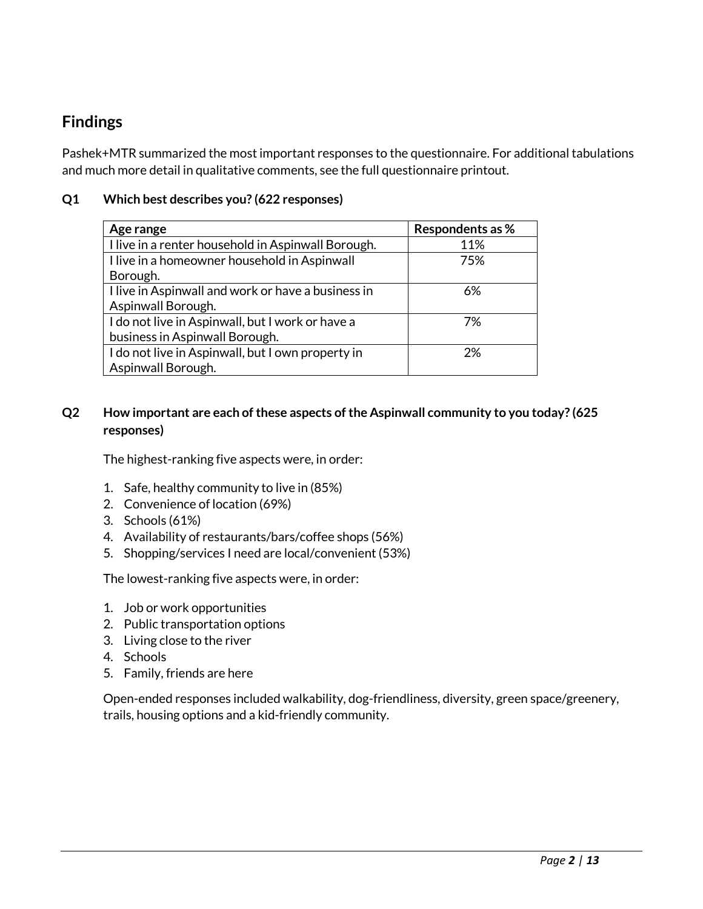## Findings

Pashek+MTR summarized the most important responses to the questionnaire. For additional tabulations and much more detail in qualitative comments, see the full questionnaire printout.

**Q1 Which best describes you? (622 responses)**

| Age range | Respondents as % |
|---|---|
| I live in a renter household in Aspinwall Borough. | 11% |
| I live in a homeowner household in Aspinwall Borough. | 75% |
| I live in Aspinwall and work or have a business in Aspinwall Borough. | 6% |
| I do not live in Aspinwall, but I work or have a business in Aspinwall Borough. | 7% |
| I do not live in Aspinwall, but I own property in Aspinwall Borough. | 2% |

**Q2 How important are each of these aspects of the Aspinwall community to you today? (625 responses)**

The highest-ranking five aspects were, in order:

1. Safe, healthy community to live in (85%)
2. Convenience of location (69%)
3. Schools (61%)
4. Availability of restaurants/bars/coffee shops (56%)
5. Shopping/services I need are local/convenient (53%)

The lowest-ranking five aspects were, in order:

1. Job or work opportunities
2. Public transportation options
3. Living close to the river
4. Schools
5. Family, friends are here

Open-ended responses included walkability, dog-friendliness, diversity, green space/greenery, trails, housing options and a kid-friendly community.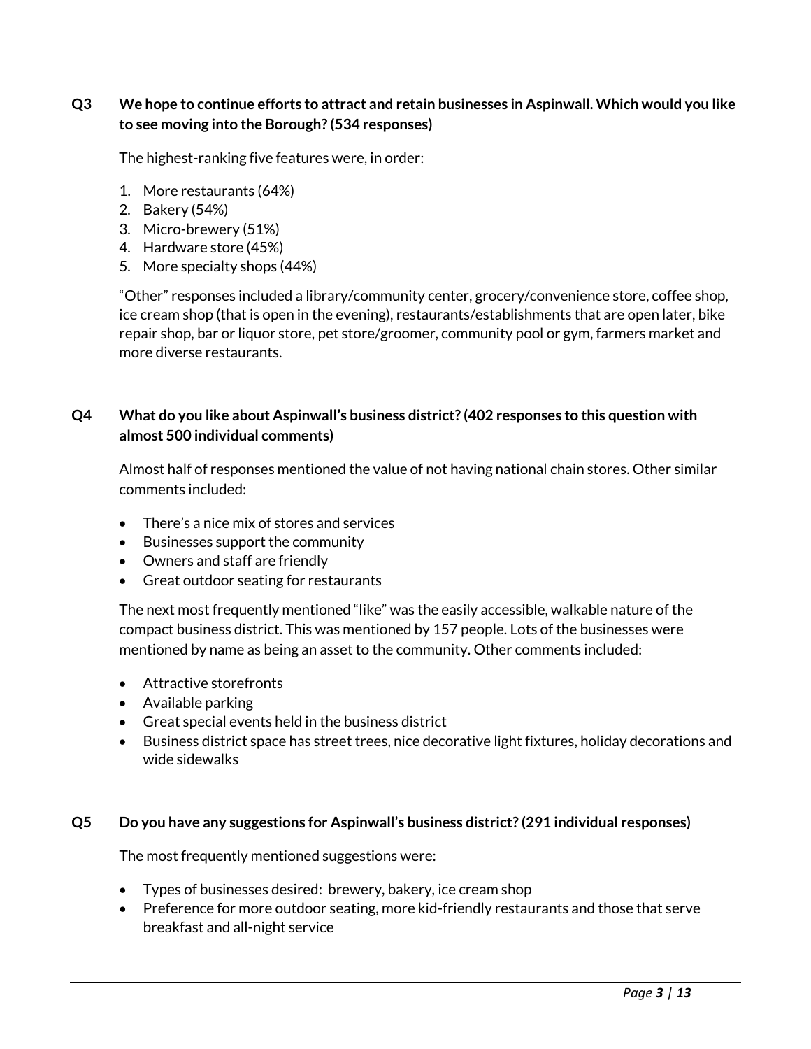**Q3 We hope to continue efforts to attract and retain businesses in Aspinwall. Which would you like to see moving into the Borough? (534 responses)**

The highest-ranking five features were, in order:

1. More restaurants (64%)
2. Bakery (54%)
3. Micro-brewery (51%)
4. Hardware store (45%)
5. More specialty shops (44%)

"Other" responses included a library/community center, grocery/convenience store, coffee shop, ice cream shop (that is open in the evening), restaurants/establishments that are open later, bike repair shop, bar or liquor store, pet store/groomer, community pool or gym, farmers market and more diverse restaurants.

**Q4 What do you like about Aspinwall's business district? (402 responses to this question with almost 500 individual comments)**

Almost half of responses mentioned the value of not having national chain stores. Other similar comments included:

- There's a nice mix of stores and services
- Businesses support the community
- Owners and staff are friendly
- Great outdoor seating for restaurants

The next most frequently mentioned "like" was the easily accessible, walkable nature of the compact business district. This was mentioned by 157 people. Lots of the businesses were mentioned by name as being an asset to the community. Other comments included:

- Attractive storefronts
- Available parking
- Great special events held in the business district
- Business district space has street trees, nice decorative light fixtures, holiday decorations and wide sidewalks

**Q5 Do you have any suggestions for Aspinwall's business district? (291 individual responses)**

The most frequently mentioned suggestions were:

- Types of businesses desired: brewery, bakery, ice cream shop
- Preference for more outdoor seating, more kid-friendly restaurants and those that serve breakfast and all-night service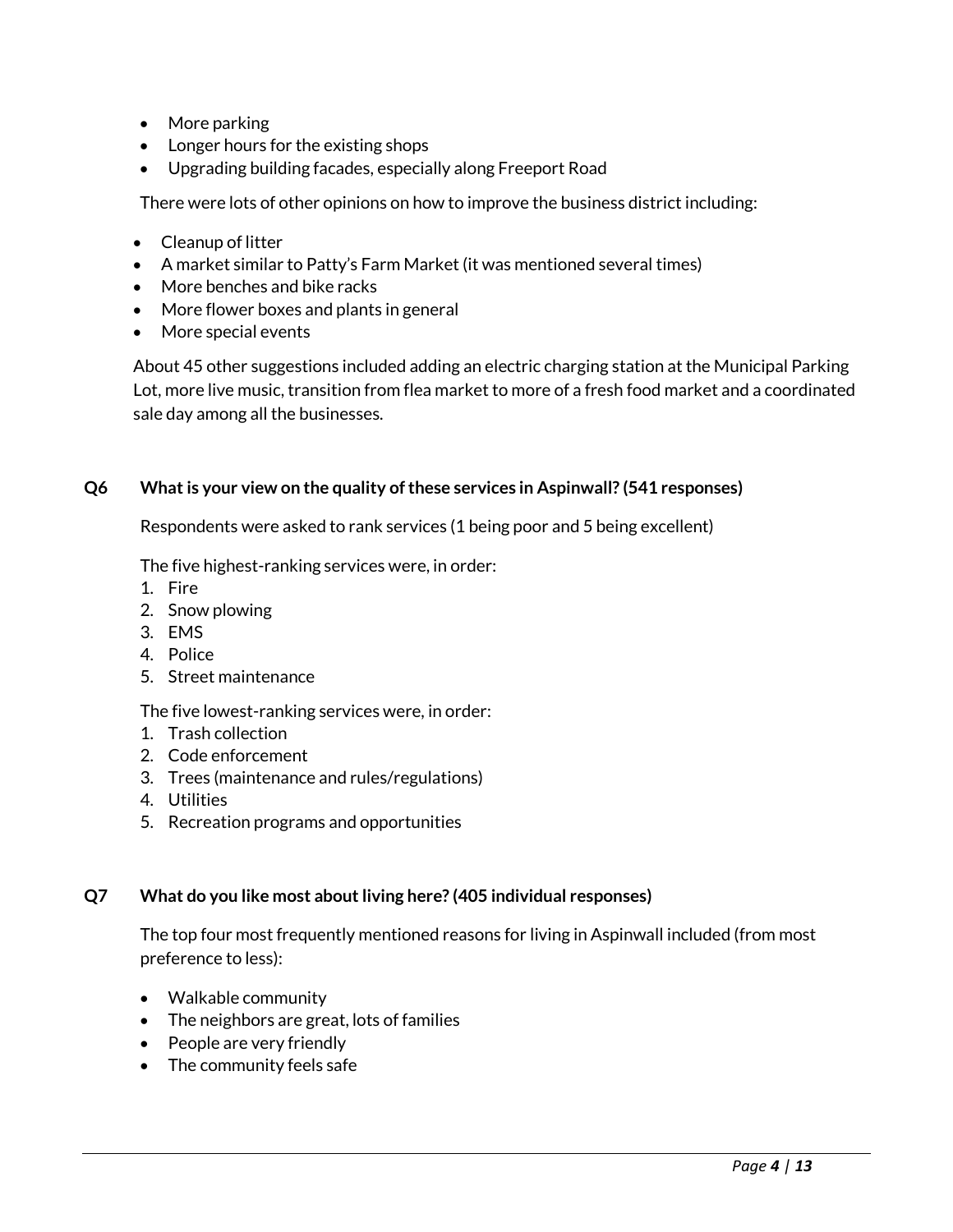- More parking
- Longer hours for the existing shops
- Upgrading building facades, especially along Freeport Road

There were lots of other opinions on how to improve the business district including:

- Cleanup of litter
- A market similar to Patty's Farm Market (it was mentioned several times)
- More benches and bike racks
- More flower boxes and plants in general
- More special events

About 45 other suggestions included adding an electric charging station at the Municipal Parking Lot, more live music, transition from flea market to more of a fresh food market and a coordinated sale day among all the businesses.

**Q6 What is your view on the quality of these services in Aspinwall? (541 responses)**

Respondents were asked to rank services (1 being poor and 5 being excellent)

The five highest-ranking services were, in order:

1. Fire
2. Snow plowing
3. EMS
4. Police
5. Street maintenance

The five lowest-ranking services were, in order:

1. Trash collection
2. Code enforcement
3. Trees (maintenance and rules/regulations)
4. Utilities
5. Recreation programs and opportunities

**Q7 What do you like most about living here? (405 individual responses)**

The top four most frequently mentioned reasons for living in Aspinwall included (from most preference to less):

- Walkable community
- The neighbors are great, lots of families
- People are very friendly
- The community feels safe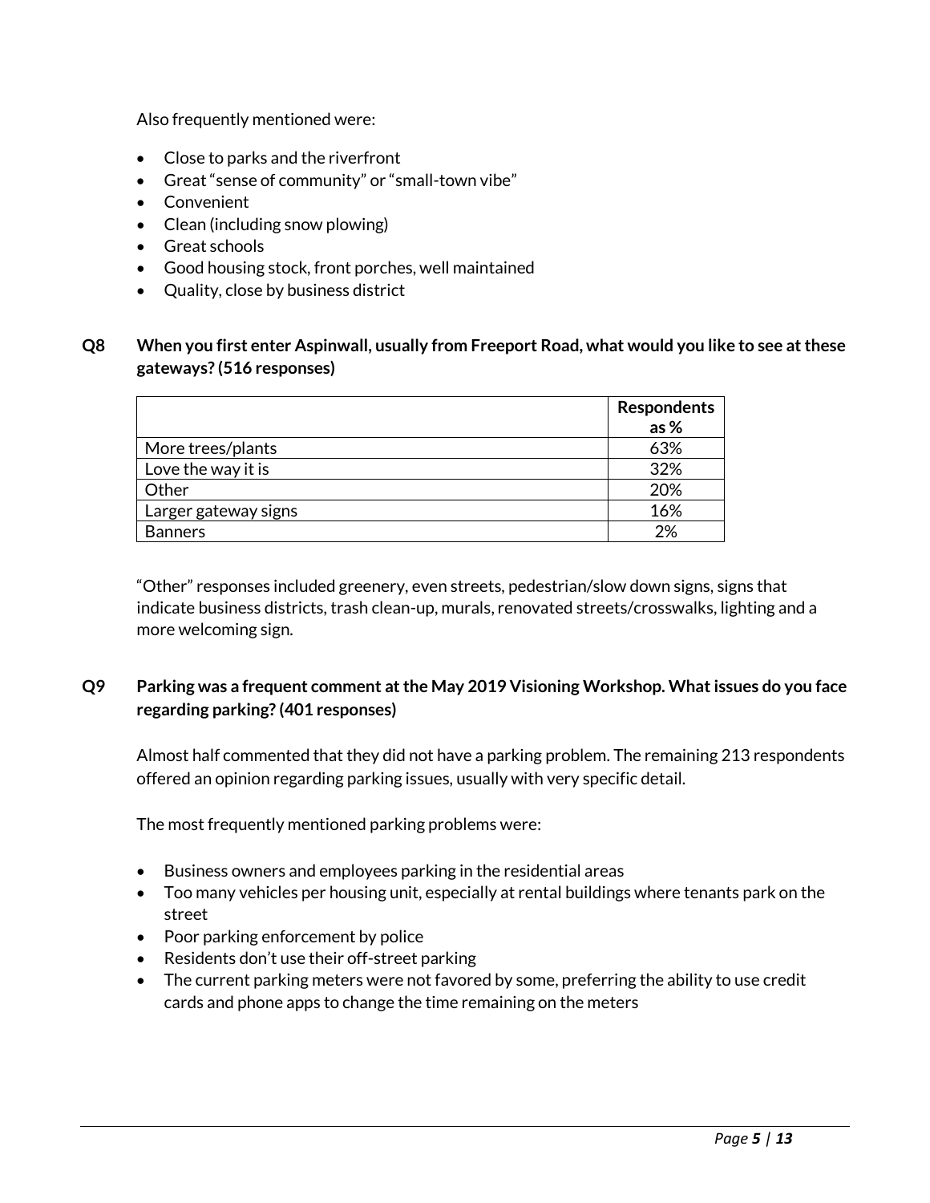Also frequently mentioned were:

- Close to parks and the riverfront
- Great "sense of community" or "small-town vibe"
- Convenient
- Clean (including snow plowing)
- Great schools
- Good housing stock, front porches, well maintained
- Quality, close by business district

**Q8 When you first enter Aspinwall, usually from Freeport Road, what would you like to see at these gateways? (516 responses)**

| | Respondents as % |
|---|---|
| More trees/plants | 63% |
| Love the way it is | 32% |
| Other | 20% |
| Larger gateway signs | 16% |
| Banners | 2% |

"Other" responses included greenery, even streets, pedestrian/slow down signs, signs that indicate business districts, trash clean-up, murals, renovated streets/crosswalks, lighting and a more welcoming sign.

**Q9 Parking was a frequent comment at the May 2019 Visioning Workshop. What issues do you face regarding parking? (401 responses)**

Almost half commented that they did not have a parking problem. The remaining 213 respondents offered an opinion regarding parking issues, usually with very specific detail.

The most frequently mentioned parking problems were:

- Business owners and employees parking in the residential areas
- Too many vehicles per housing unit, especially at rental buildings where tenants park on the street
- Poor parking enforcement by police
- Residents don't use their off-street parking
- The current parking meters were not favored by some, preferring the ability to use credit cards and phone apps to change the time remaining on the meters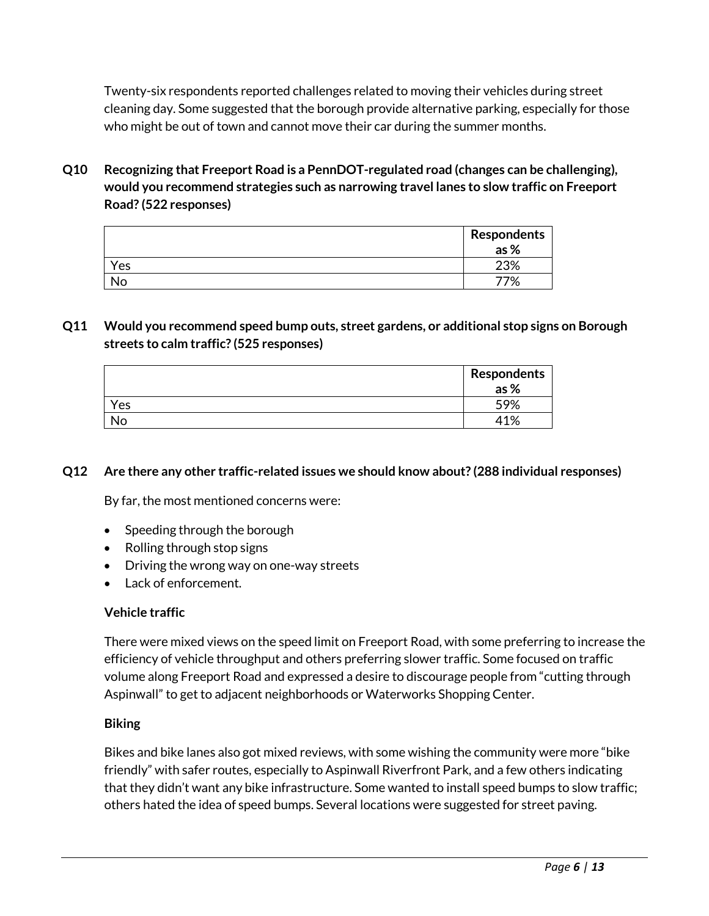Twenty-six respondents reported challenges related to moving their vehicles during street cleaning day. Some suggested that the borough provide alternative parking, especially for those who might be out of town and cannot move their car during the summer months.

**Q10 Recognizing that Freeport Road is a PennDOT-regulated road (changes can be challenging), would you recommend strategies such as narrowing travel lanes to slow traffic on Freeport Road? (522 responses)**

| | Respondents as % |
|---|---|
| Yes | 23% |
| No | 77% |

**Q11 Would you recommend speed bump outs, street gardens, or additional stop signs on Borough streets to calm traffic? (525 responses)**

| | Respondents as % |
|---|---|
| Yes | 59% |
| No | 41% |

**Q12 Are there any other traffic-related issues we should know about? (288 individual responses)**

By far, the most mentioned concerns were:

- Speeding through the borough
- Rolling through stop signs
- Driving the wrong way on one-way streets
- Lack of enforcement.

**Vehicle traffic**

There were mixed views on the speed limit on Freeport Road, with some preferring to increase the efficiency of vehicle throughput and others preferring slower traffic. Some focused on traffic volume along Freeport Road and expressed a desire to discourage people from "cutting through Aspinwall" to get to adjacent neighborhoods or Waterworks Shopping Center.

**Biking**

Bikes and bike lanes also got mixed reviews, with some wishing the community were more "bike friendly" with safer routes, especially to Aspinwall Riverfront Park, and a few others indicating that they didn't want any bike infrastructure. Some wanted to install speed bumps to slow traffic; others hated the idea of speed bumps. Several locations were suggested for street paving.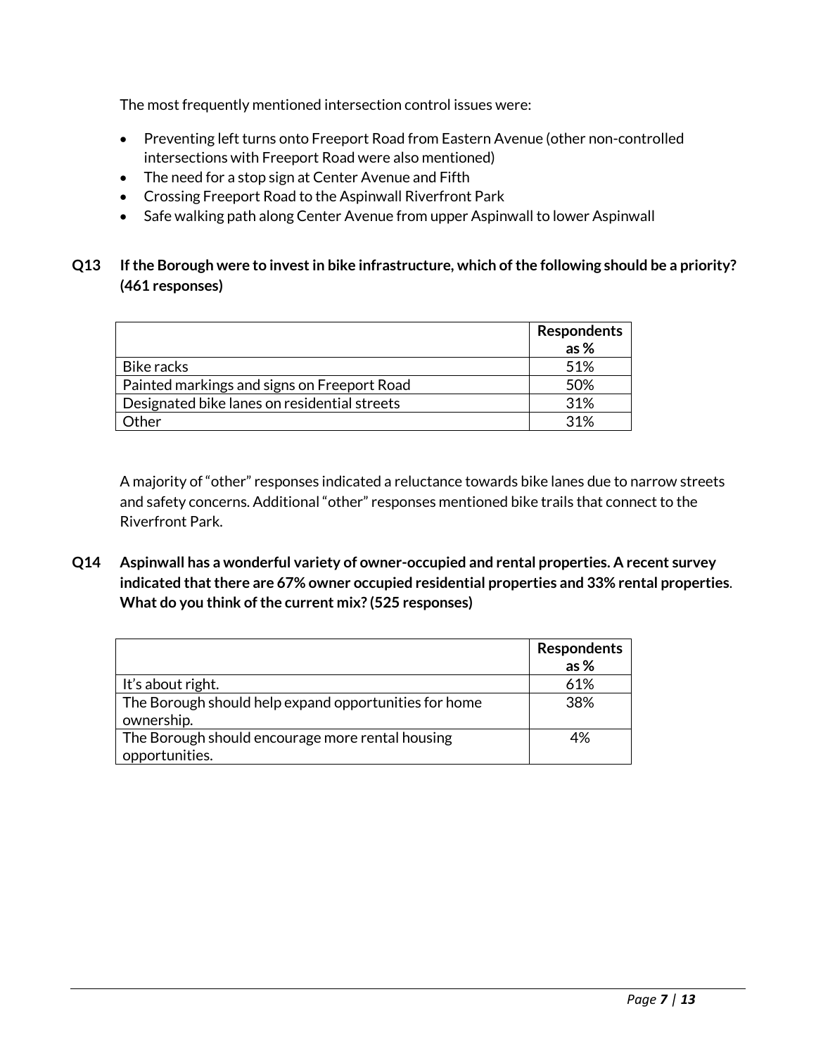The most frequently mentioned intersection control issues were:

- Preventing left turns onto Freeport Road from Eastern Avenue (other non-controlled intersections with Freeport Road were also mentioned)
- The need for a stop sign at Center Avenue and Fifth
- Crossing Freeport Road to the Aspinwall Riverfront Park
- Safe walking path along Center Avenue from upper Aspinwall to lower Aspinwall

**Q13 If the Borough were to invest in bike infrastructure, which of the following should be a priority? (461 responses)**

| | Respondents as % |
|---|---|
| Bike racks | 51% |
| Painted markings and signs on Freeport Road | 50% |
| Designated bike lanes on residential streets | 31% |
| Other | 31% |

A majority of "other" responses indicated a reluctance towards bike lanes due to narrow streets and safety concerns. Additional "other" responses mentioned bike trails that connect to the Riverfront Park.

**Q14 Aspinwall has a wonderful variety of owner-occupied and rental properties. A recent survey indicated that there are 67% owner occupied residential properties and 33% rental properties. What do you think of the current mix? (525 responses)**

| | Respondents as % |
|---|---|
| It's about right. | 61% |
| The Borough should help expand opportunities for home ownership. | 38% |
| The Borough should encourage more rental housing opportunities. | 4% |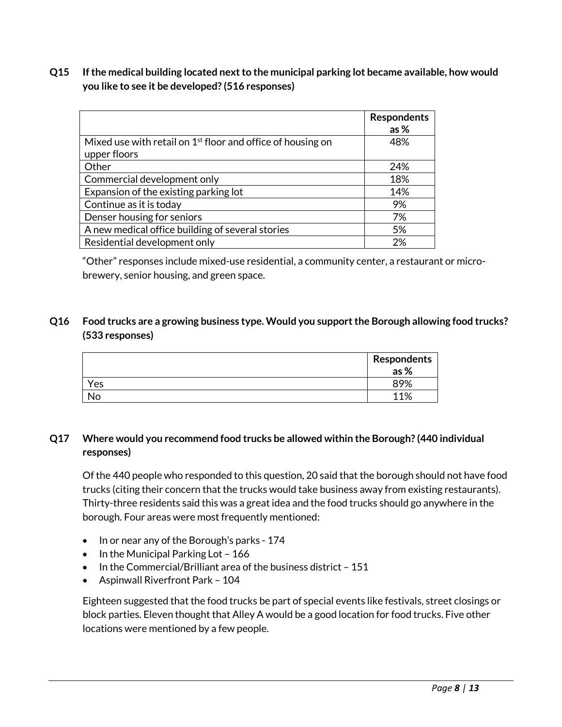**Q15 If the medical building located next to the municipal parking lot became available, how would you like to see it be developed? (516 responses)**

| | Respondents as % |
|---|---|
| Mixed use with retail on 1st floor and office of housing on upper floors | 48% |
| Other | 24% |
| Commercial development only | 18% |
| Expansion of the existing parking lot | 14% |
| Continue as it is today | 9% |
| Denser housing for seniors | 7% |
| A new medical office building of several stories | 5% |
| Residential development only | 2% |

"Other" responses include mixed-use residential, a community center, a restaurant or micro-brewery, senior housing, and green space.

**Q16 Food trucks are a growing business type. Would you support the Borough allowing food trucks? (533 responses)**

| | Respondents as % |
|---|---|
| Yes | 89% |
| No | 11% |

**Q17 Where would you recommend food trucks be allowed within the Borough? (440 individual responses)**

Of the 440 people who responded to this question, 20 said that the borough should not have food trucks (citing their concern that the trucks would take business away from existing restaurants). Thirty-three residents said this was a great idea and the food trucks should go anywhere in the borough. Four areas were most frequently mentioned:

- In or near any of the Borough's parks - 174
- In the Municipal Parking Lot – 166
- In the Commercial/Brilliant area of the business district – 151
- Aspinwall Riverfront Park – 104

Eighteen suggested that the food trucks be part of special events like festivals, street closings or block parties. Eleven thought that Alley A would be a good location for food trucks. Five other locations were mentioned by a few people.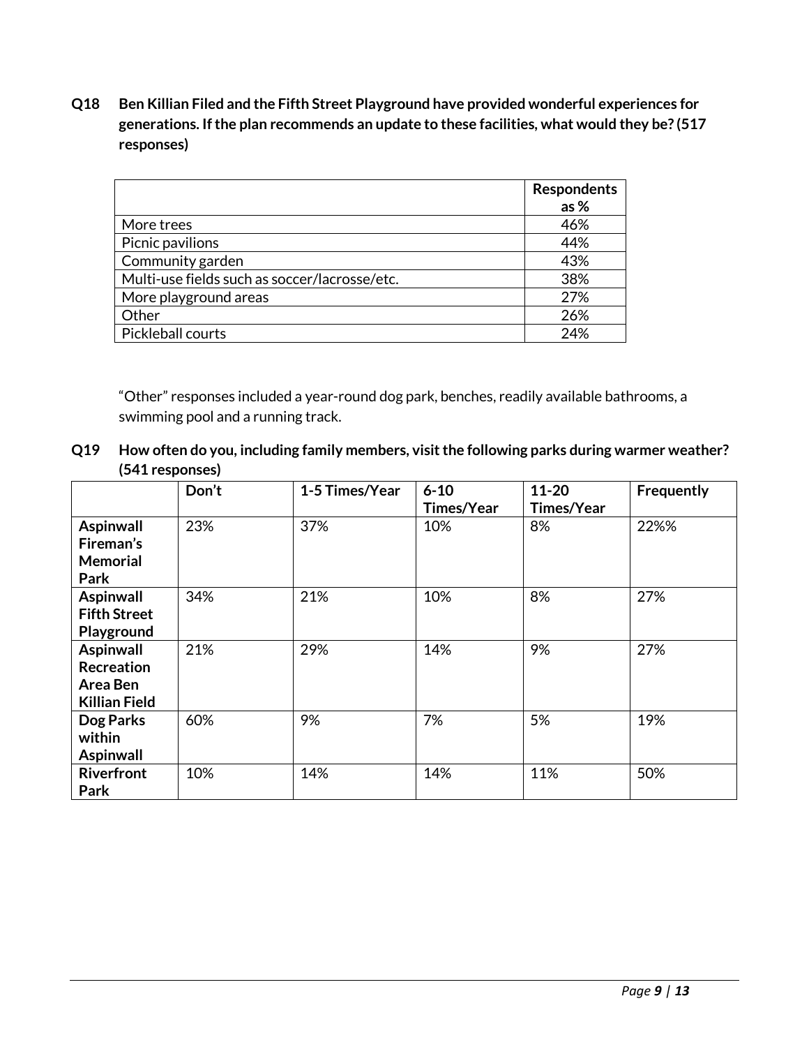**Q18 Ben Killian Filed and the Fifth Street Playground have provided wonderful experiences for generations. If the plan recommends an update to these facilities, what would they be? (517 responses)**

| | Respondents as % |
|---|---|
| More trees | 46% |
| Picnic pavilions | 44% |
| Community garden | 43% |
| Multi-use fields such as soccer/lacrosse/etc. | 38% |
| More playground areas | 27% |
| Other | 26% |
| Pickleball courts | 24% |

"Other" responses included a year-round dog park, benches, readily available bathrooms, a swimming pool and a running track.

**Q19 How often do you, including family members, visit the following parks during warmer weather? (541 responses)**

| | Don't | 1-5 Times/Year | 6-10 Times/Year | 11-20 Times/Year | Frequently |
|---|---|---|---|---|---|
| **Aspinwall Fireman's Memorial Park** | 23% | 37% | 10% | 8% | 22%% |
| **Aspinwall Fifth Street Playground** | 34% | 21% | 10% | 8% | 27% |
| **Aspinwall Recreation Area Ben Killian Field** | 21% | 29% | 14% | 9% | 27% |
| **Dog Parks within Aspinwall** | 60% | 9% | 7% | 5% | 19% |
| **Riverfront Park** | 10% | 14% | 14% | 11% | 50% |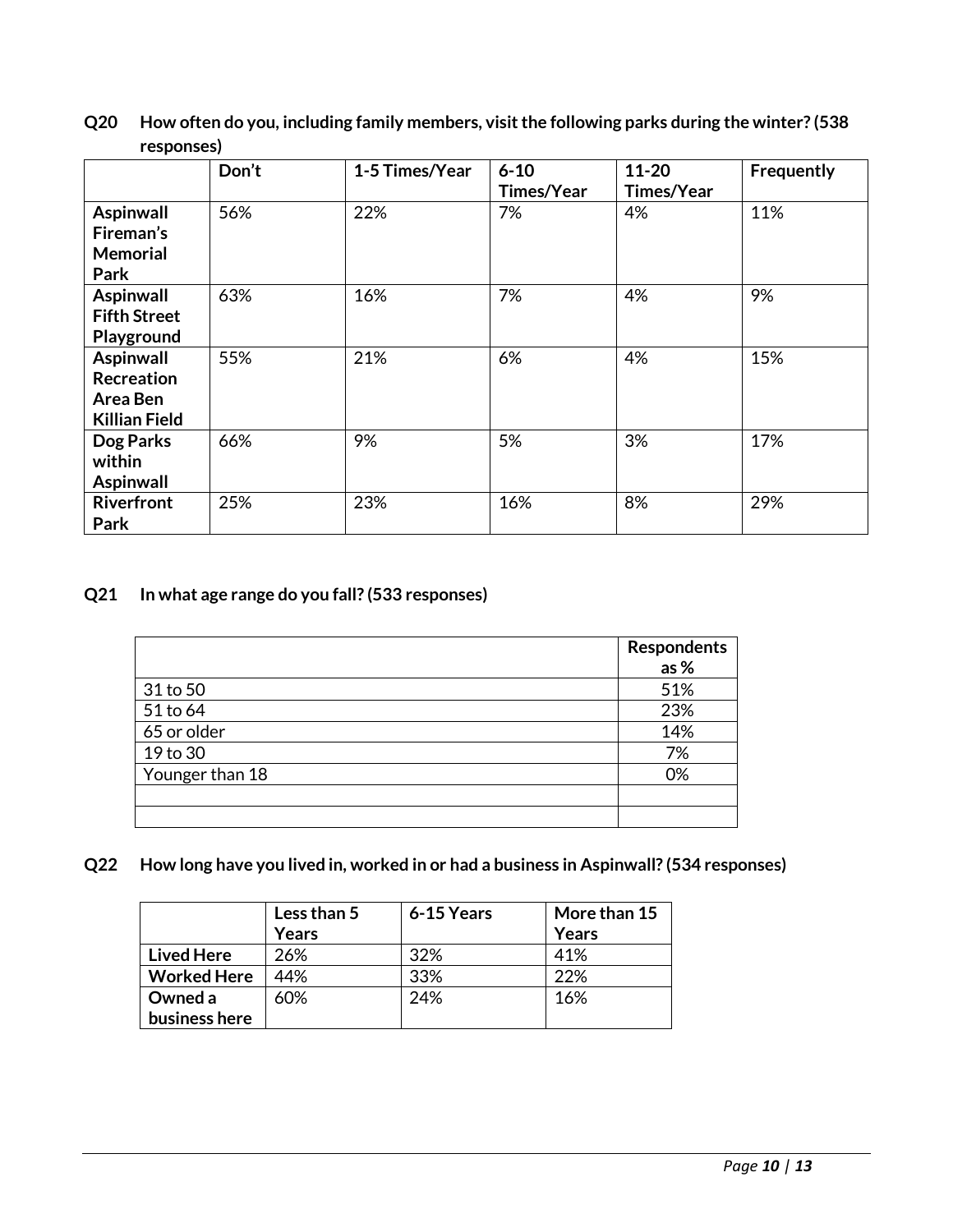**Q20 How often do you, including family members, visit the following parks during the winter? (538 responses)**

| | Don't | 1-5 Times/Year | 6-10 Times/Year | 11-20 Times/Year | Frequently |
|---|---|---|---|---|---|
| **Aspinwall Fireman's Memorial Park** | 56% | 22% | 7% | 4% | 11% |
| **Aspinwall Fifth Street Playground** | 63% | 16% | 7% | 4% | 9% |
| **Aspinwall Recreation Area Ben Killian Field** | 55% | 21% | 6% | 4% | 15% |
| **Dog Parks within Aspinwall** | 66% | 9% | 5% | 3% | 17% |
| **Riverfront Park** | 25% | 23% | 16% | 8% | 29% |

**Q21 In what age range do you fall? (533 responses)**

| | Respondents as % |
|---|---|
| 31 to 50 | 51% |
| 51 to 64 | 23% |
| 65 or older | 14% |
| 19 to 30 | 7% |
| Younger than 18 | 0% |
| | |
| | |

**Q22 How long have you lived in, worked in or had a business in Aspinwall? (534 responses)**

| | Less than 5 Years | 6-15 Years | More than 15 Years |
|---|---|---|---|
| **Lived Here** | 26% | 32% | 41% |
| **Worked Here** | 44% | 33% | 22% |
| **Owned a business here** | 60% | 24% | 16% |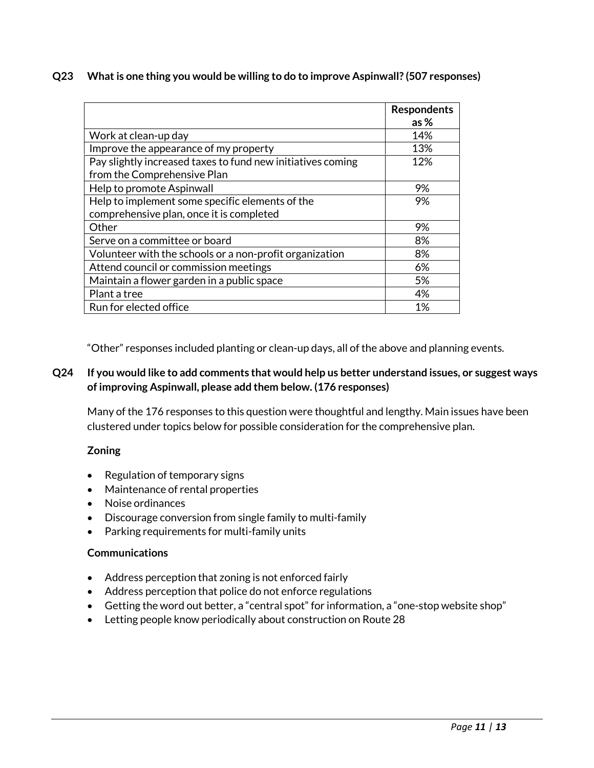**Q23 What is one thing you would be willing to do to improve Aspinwall? (507 responses)**

| | Respondents as % |
|---|---|
| Work at clean-up day | 14% |
| Improve the appearance of my property | 13% |
| Pay slightly increased taxes to fund new initiatives coming from the Comprehensive Plan | 12% |
| Help to promote Aspinwall | 9% |
| Help to implement some specific elements of the comprehensive plan, once it is completed | 9% |
| Other | 9% |
| Serve on a committee or board | 8% |
| Volunteer with the schools or a non-profit organization | 8% |
| Attend council or commission meetings | 6% |
| Maintain a flower garden in a public space | 5% |
| Plant a tree | 4% |
| Run for elected office | 1% |

"Other" responses included planting or clean-up days, all of the above and planning events.

**Q24 If you would like to add comments that would help us better understand issues, or suggest ways of improving Aspinwall, please add them below. (176 responses)**

Many of the 176 responses to this question were thoughtful and lengthy. Main issues have been clustered under topics below for possible consideration for the comprehensive plan.

**Zoning**

- Regulation of temporary signs
- Maintenance of rental properties
- Noise ordinances
- Discourage conversion from single family to multi-family
- Parking requirements for multi-family units

**Communications**

- Address perception that zoning is not enforced fairly
- Address perception that police do not enforce regulations
- Getting the word out better, a "central spot" for information, a "one-stop website shop"
- Letting people know periodically about construction on Route 28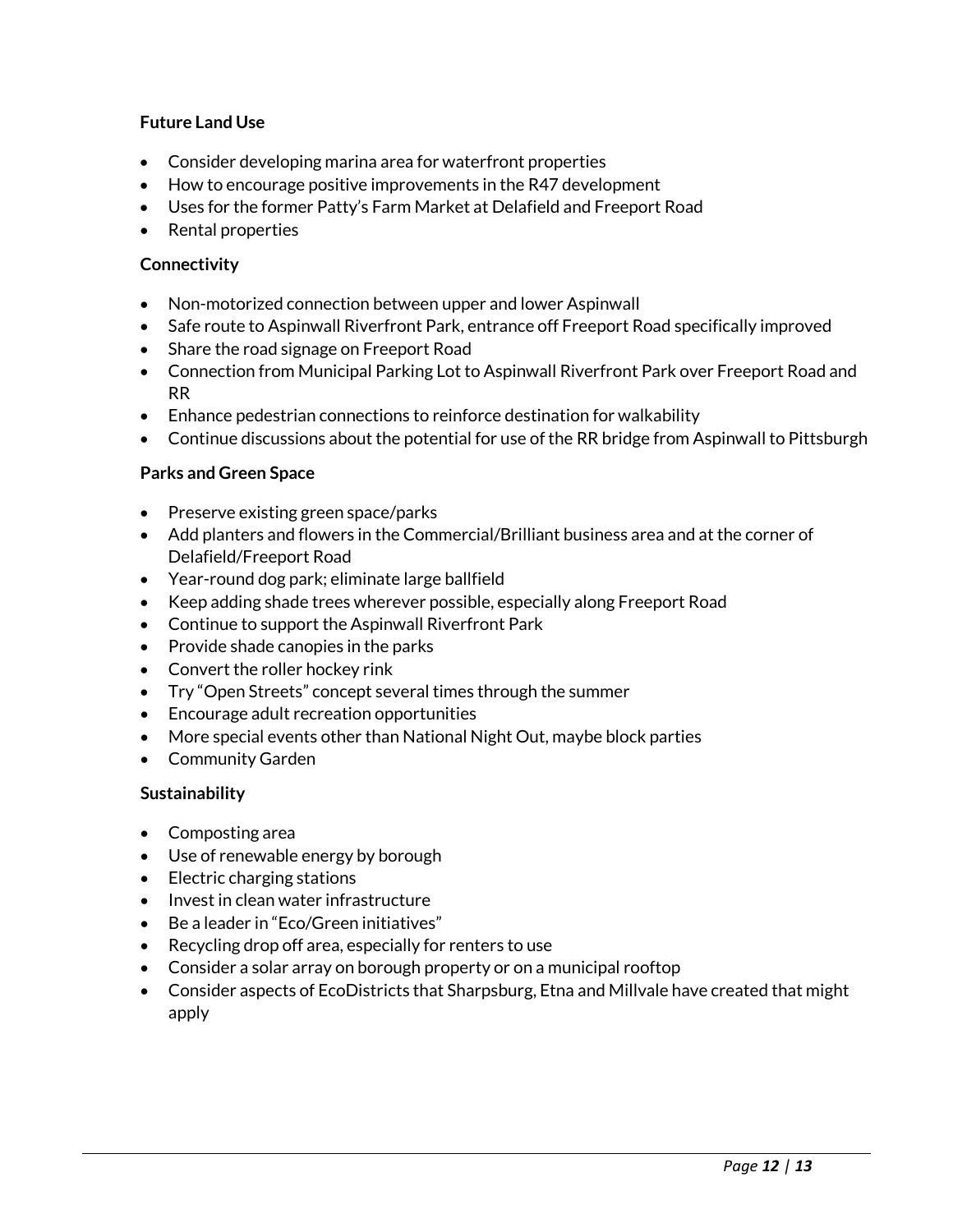**Future Land Use**

- Consider developing marina area for waterfront properties
- How to encourage positive improvements in the R47 development
- Uses for the former Patty's Farm Market at Delafield and Freeport Road
- Rental properties

**Connectivity**

- Non-motorized connection between upper and lower Aspinwall
- Safe route to Aspinwall Riverfront Park, entrance off Freeport Road specifically improved
- Share the road signage on Freeport Road
- Connection from Municipal Parking Lot to Aspinwall Riverfront Park over Freeport Road and RR
- Enhance pedestrian connections to reinforce destination for walkability
- Continue discussions about the potential for use of the RR bridge from Aspinwall to Pittsburgh

**Parks and Green Space**

- Preserve existing green space/parks
- Add planters and flowers in the Commercial/Brilliant business area and at the corner of Delafield/Freeport Road
- Year-round dog park; eliminate large ballfield
- Keep adding shade trees wherever possible, especially along Freeport Road
- Continue to support the Aspinwall Riverfront Park
- Provide shade canopies in the parks
- Convert the roller hockey rink
- Try "Open Streets" concept several times through the summer
- Encourage adult recreation opportunities
- More special events other than National Night Out, maybe block parties
- Community Garden

**Sustainability**

- Composting area
- Use of renewable energy by borough
- Electric charging stations
- Invest in clean water infrastructure
- Be a leader in "Eco/Green initiatives"
- Recycling drop off area, especially for renters to use
- Consider a solar array on borough property or on a municipal rooftop
- Consider aspects of EcoDistricts that Sharpsburg, Etna and Millvale have created that might apply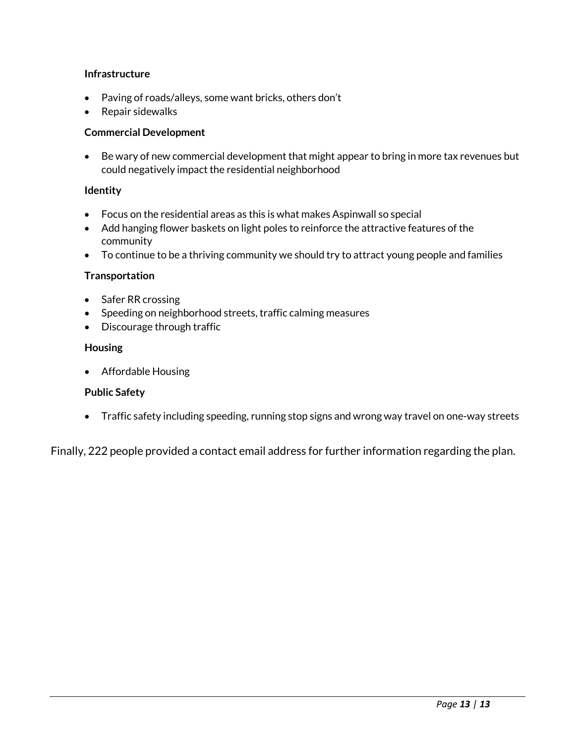**Infrastructure**

- Paving of roads/alleys, some want bricks, others don't
- Repair sidewalks

**Commercial Development**

- Be wary of new commercial development that might appear to bring in more tax revenues but could negatively impact the residential neighborhood

**Identity**

- Focus on the residential areas as this is what makes Aspinwall so special
- Add hanging flower baskets on light poles to reinforce the attractive features of the community
- To continue to be a thriving community we should try to attract young people and families

**Transportation**

- Safer RR crossing
- Speeding on neighborhood streets, traffic calming measures
- Discourage through traffic

**Housing**

- Affordable Housing

**Public Safety**

- Traffic safety including speeding, running stop signs and wrong way travel on one-way streets

Finally, 222 people provided a contact email address for further information regarding the plan.